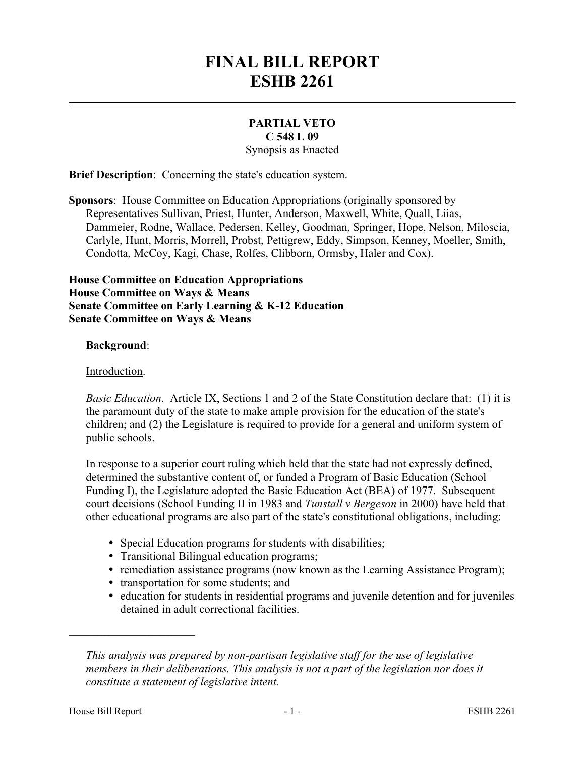# FINAL BILL REPORT
# ESHB 2261

**PARTIAL VETO**
**C 548 L 09**
Synopsis as Enacted

**Brief Description**: Concerning the state's education system.

**Sponsors**: House Committee on Education Appropriations (originally sponsored by Representatives Sullivan, Priest, Hunter, Anderson, Maxwell, White, Quall, Liias, Dammeier, Rodne, Wallace, Pedersen, Kelley, Goodman, Springer, Hope, Nelson, Miloscia, Carlyle, Hunt, Morris, Morrell, Probst, Pettigrew, Eddy, Simpson, Kenney, Moeller, Smith, Condotta, McCoy, Kagi, Chase, Rolfes, Clibborn, Ormsby, Haler and Cox).

**House Committee on Education Appropriations**
**House Committee on Ways & Means**
**Senate Committee on Early Learning & K-12 Education**
**Senate Committee on Ways & Means**

**Background**:

Introduction.

*Basic Education*. Article IX, Sections 1 and 2 of the State Constitution declare that: (1) it is the paramount duty of the state to make ample provision for the education of the state's children; and (2) the Legislature is required to provide for a general and uniform system of public schools.

In response to a superior court ruling which held that the state had not expressly defined, determined the substantive content of, or funded a Program of Basic Education (School Funding I), the Legislature adopted the Basic Education Act (BEA) of 1977. Subsequent court decisions (School Funding II in 1983 and *Tunstall v Bergeson* in 2000) have held that other educational programs are also part of the state's constitutional obligations, including:

- Special Education programs for students with disabilities;
- Transitional Bilingual education programs;
- remediation assistance programs (now known as the Learning Assistance Program);
- transportation for some students; and
- education for students in residential programs and juvenile detention and for juveniles detained in adult correctional facilities.

---

*This analysis was prepared by non-partisan legislative staff for the use of legislative members in their deliberations. This analysis is not a part of the legislation nor does it constitute a statement of legislative intent.*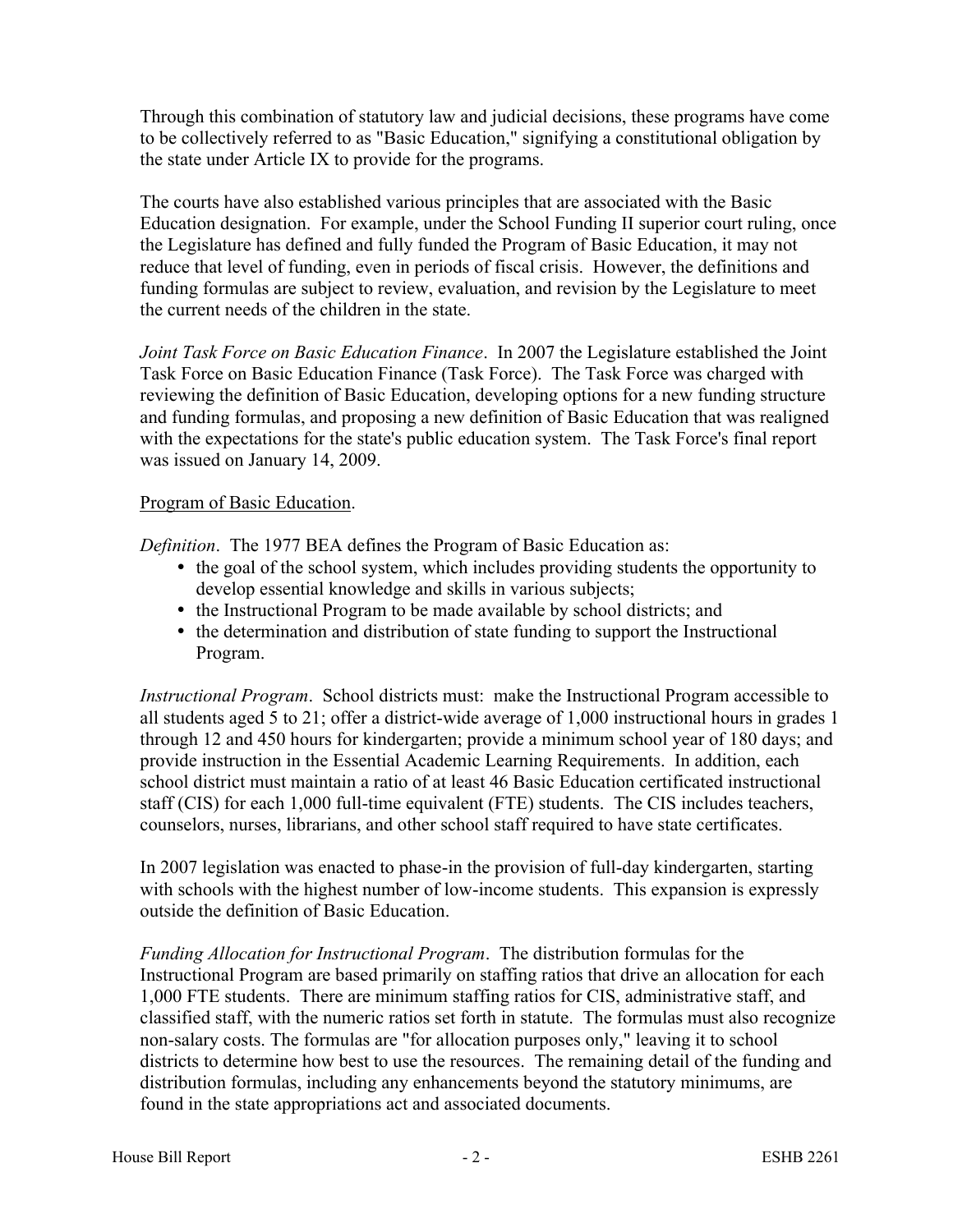Through this combination of statutory law and judicial decisions, these programs have come to be collectively referred to as "Basic Education," signifying a constitutional obligation by the state under Article IX to provide for the programs.

The courts have also established various principles that are associated with the Basic Education designation. For example, under the School Funding II superior court ruling, once the Legislature has defined and fully funded the Program of Basic Education, it may not reduce that level of funding, even in periods of fiscal crisis. However, the definitions and funding formulas are subject to review, evaluation, and revision by the Legislature to meet the current needs of the children in the state.

*Joint Task Force on Basic Education Finance*. In 2007 the Legislature established the Joint Task Force on Basic Education Finance (Task Force). The Task Force was charged with reviewing the definition of Basic Education, developing options for a new funding structure and funding formulas, and proposing a new definition of Basic Education that was realigned with the expectations for the state's public education system. The Task Force's final report was issued on January 14, 2009.

<u>Program of Basic Education</u>.

*Definition*. The 1977 BEA defines the Program of Basic Education as:

- the goal of the school system, which includes providing students the opportunity to develop essential knowledge and skills in various subjects;
- the Instructional Program to be made available by school districts; and
- the determination and distribution of state funding to support the Instructional Program.

*Instructional Program*. School districts must: make the Instructional Program accessible to all students aged 5 to 21; offer a district-wide average of 1,000 instructional hours in grades 1 through 12 and 450 hours for kindergarten; provide a minimum school year of 180 days; and provide instruction in the Essential Academic Learning Requirements. In addition, each school district must maintain a ratio of at least 46 Basic Education certificated instructional staff (CIS) for each 1,000 full-time equivalent (FTE) students. The CIS includes teachers, counselors, nurses, librarians, and other school staff required to have state certificates.

In 2007 legislation was enacted to phase-in the provision of full-day kindergarten, starting with schools with the highest number of low-income students. This expansion is expressly outside the definition of Basic Education.

*Funding Allocation for Instructional Program*. The distribution formulas for the Instructional Program are based primarily on staffing ratios that drive an allocation for each 1,000 FTE students. There are minimum staffing ratios for CIS, administrative staff, and classified staff, with the numeric ratios set forth in statute. The formulas must also recognize non-salary costs. The formulas are "for allocation purposes only," leaving it to school districts to determine how best to use the resources. The remaining detail of the funding and distribution formulas, including any enhancements beyond the statutory minimums, are found in the state appropriations act and associated documents.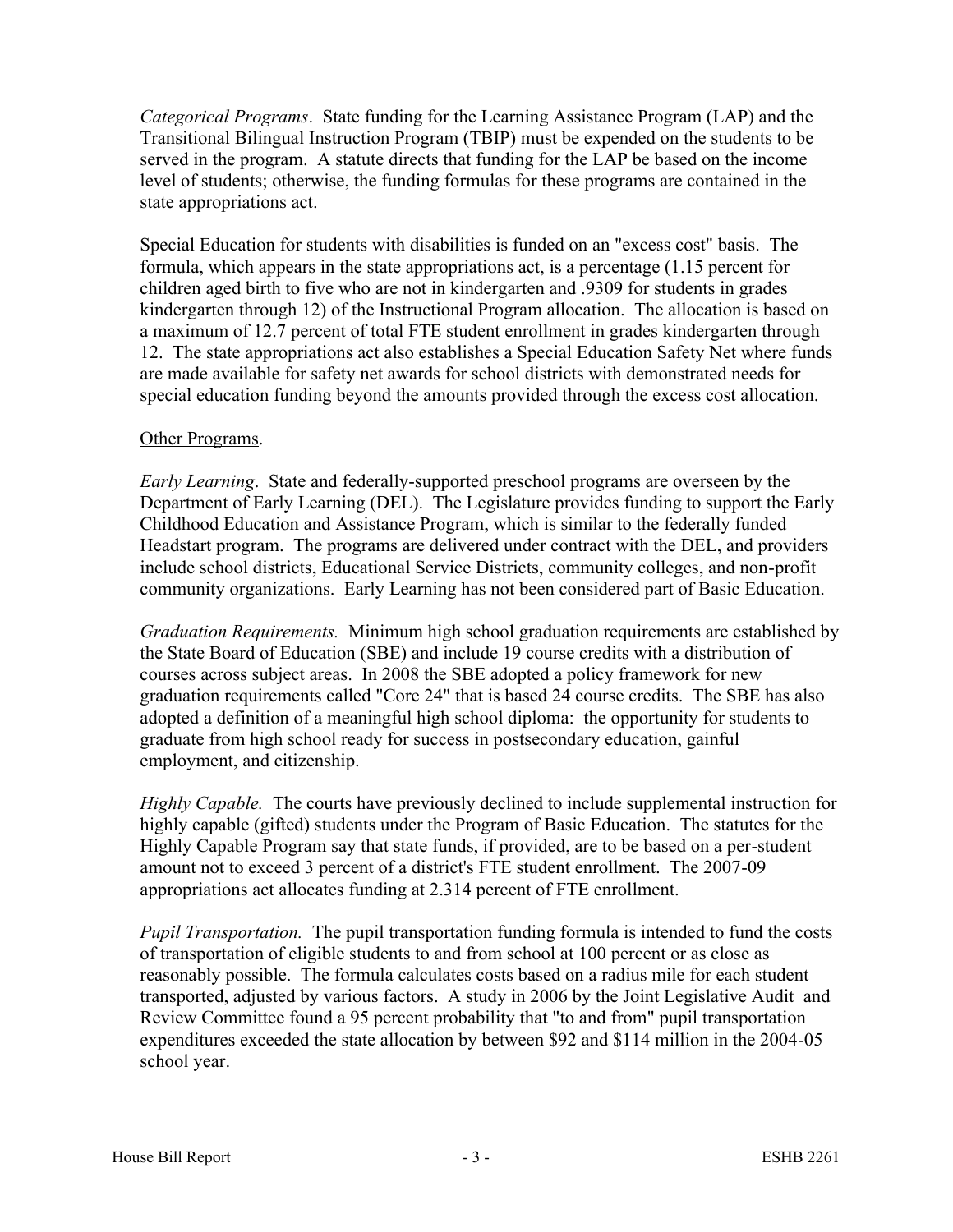*Categorical Programs*. State funding for the Learning Assistance Program (LAP) and the Transitional Bilingual Instruction Program (TBIP) must be expended on the students to be served in the program. A statute directs that funding for the LAP be based on the income level of students; otherwise, the funding formulas for these programs are contained in the state appropriations act.

Special Education for students with disabilities is funded on an "excess cost" basis. The formula, which appears in the state appropriations act, is a percentage (1.15 percent for children aged birth to five who are not in kindergarten and .9309 for students in grades kindergarten through 12) of the Instructional Program allocation. The allocation is based on a maximum of 12.7 percent of total FTE student enrollment in grades kindergarten through 12. The state appropriations act also establishes a Special Education Safety Net where funds are made available for safety net awards for school districts with demonstrated needs for special education funding beyond the amounts provided through the excess cost allocation.

Other Programs.

*Early Learning*. State and federally-supported preschool programs are overseen by the Department of Early Learning (DEL). The Legislature provides funding to support the Early Childhood Education and Assistance Program, which is similar to the federally funded Headstart program. The programs are delivered under contract with the DEL, and providers include school districts, Educational Service Districts, community colleges, and non-profit community organizations. Early Learning has not been considered part of Basic Education.

*Graduation Requirements.* Minimum high school graduation requirements are established by the State Board of Education (SBE) and include 19 course credits with a distribution of courses across subject areas. In 2008 the SBE adopted a policy framework for new graduation requirements called "Core 24" that is based 24 course credits. The SBE has also adopted a definition of a meaningful high school diploma: the opportunity for students to graduate from high school ready for success in postsecondary education, gainful employment, and citizenship.

*Highly Capable.* The courts have previously declined to include supplemental instruction for highly capable (gifted) students under the Program of Basic Education. The statutes for the Highly Capable Program say that state funds, if provided, are to be based on a per-student amount not to exceed 3 percent of a district's FTE student enrollment. The 2007-09 appropriations act allocates funding at 2.314 percent of FTE enrollment.

*Pupil Transportation.* The pupil transportation funding formula is intended to fund the costs of transportation of eligible students to and from school at 100 percent or as close as reasonably possible. The formula calculates costs based on a radius mile for each student transported, adjusted by various factors. A study in 2006 by the Joint Legislative Audit and Review Committee found a 95 percent probability that "to and from" pupil transportation expenditures exceeded the state allocation by between $92 and $114 million in the 2004-05 school year.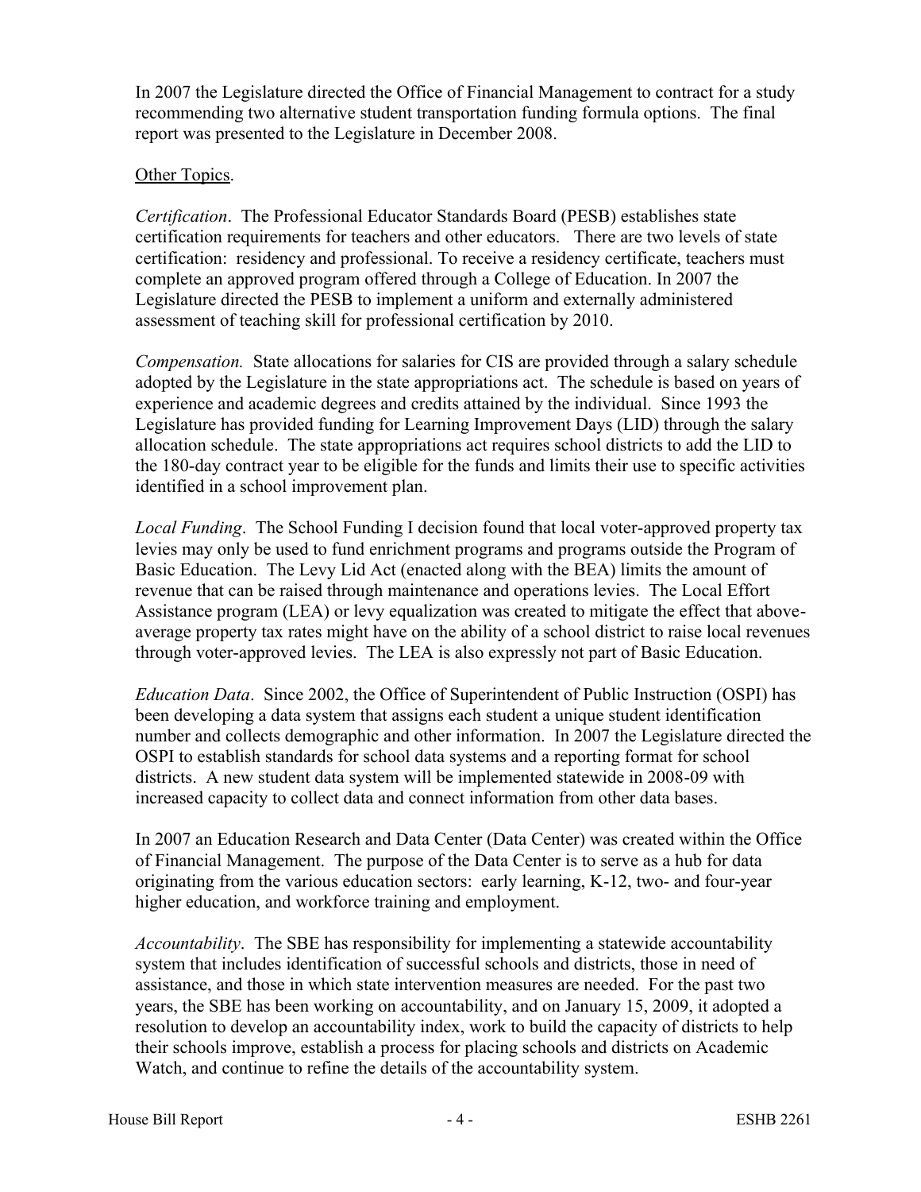In 2007 the Legislature directed the Office of Financial Management to contract for a study recommending two alternative student transportation funding formula options. The final report was presented to the Legislature in December 2008.

Other Topics.

*Certification*. The Professional Educator Standards Board (PESB) establishes state certification requirements for teachers and other educators. There are two levels of state certification: residency and professional. To receive a residency certificate, teachers must complete an approved program offered through a College of Education. In 2007 the Legislature directed the PESB to implement a uniform and externally administered assessment of teaching skill for professional certification by 2010.

*Compensation.* State allocations for salaries for CIS are provided through a salary schedule adopted by the Legislature in the state appropriations act. The schedule is based on years of experience and academic degrees and credits attained by the individual. Since 1993 the Legislature has provided funding for Learning Improvement Days (LID) through the salary allocation schedule. The state appropriations act requires school districts to add the LID to the 180-day contract year to be eligible for the funds and limits their use to specific activities identified in a school improvement plan.

*Local Funding*. The School Funding I decision found that local voter-approved property tax levies may only be used to fund enrichment programs and programs outside the Program of Basic Education. The Levy Lid Act (enacted along with the BEA) limits the amount of revenue that can be raised through maintenance and operations levies. The Local Effort Assistance program (LEA) or levy equalization was created to mitigate the effect that above-average property tax rates might have on the ability of a school district to raise local revenues through voter-approved levies. The LEA is also expressly not part of Basic Education.

*Education Data*. Since 2002, the Office of Superintendent of Public Instruction (OSPI) has been developing a data system that assigns each student a unique student identification number and collects demographic and other information. In 2007 the Legislature directed the OSPI to establish standards for school data systems and a reporting format for school districts. A new student data system will be implemented statewide in 2008-09 with increased capacity to collect data and connect information from other data bases.

In 2007 an Education Research and Data Center (Data Center) was created within the Office of Financial Management. The purpose of the Data Center is to serve as a hub for data originating from the various education sectors: early learning, K-12, two- and four-year higher education, and workforce training and employment.

*Accountability*. The SBE has responsibility for implementing a statewide accountability system that includes identification of successful schools and districts, those in need of assistance, and those in which state intervention measures are needed. For the past two years, the SBE has been working on accountability, and on January 15, 2009, it adopted a resolution to develop an accountability index, work to build the capacity of districts to help their schools improve, establish a process for placing schools and districts on Academic Watch, and continue to refine the details of the accountability system.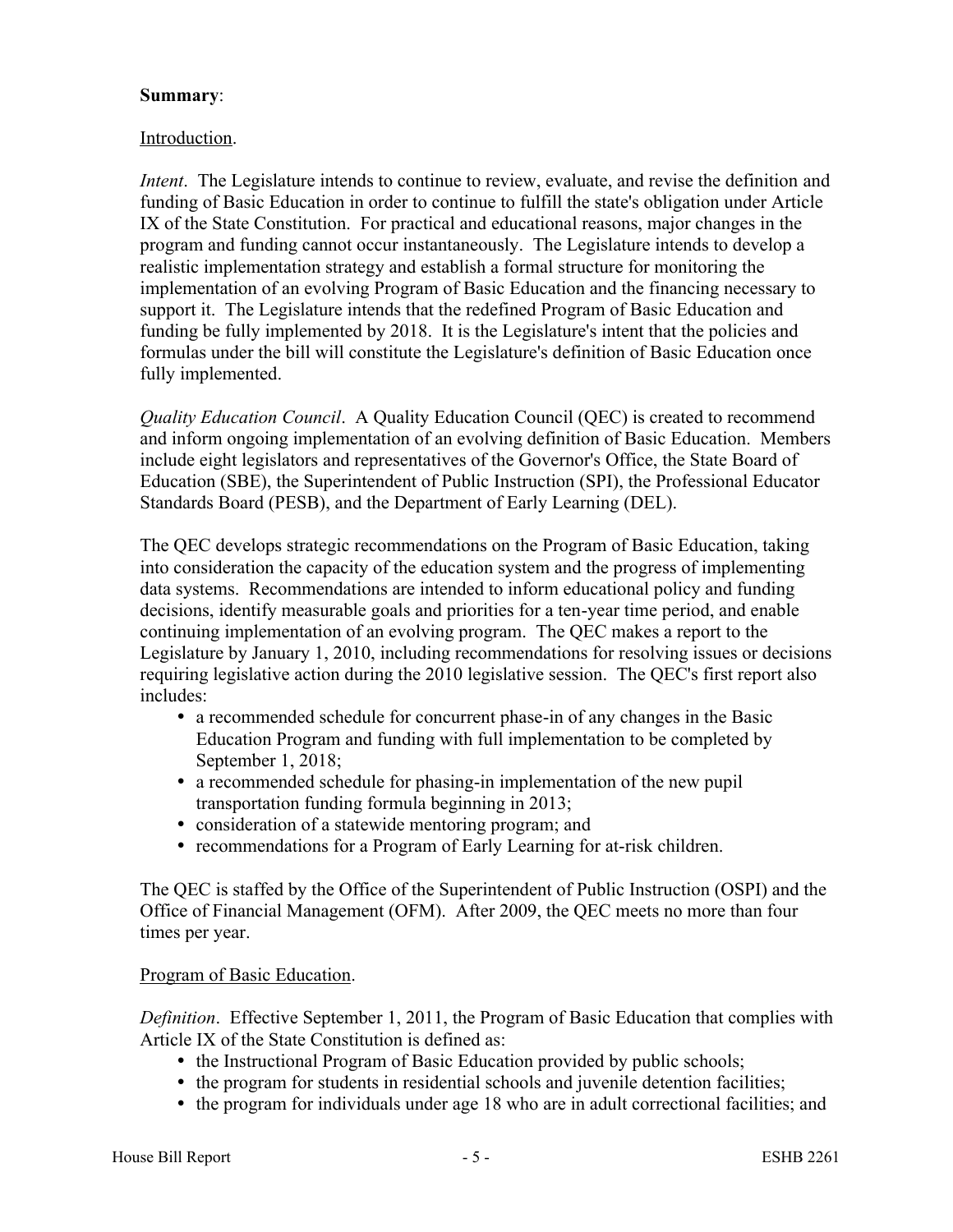**Summary**:

Introduction.

*Intent*. The Legislature intends to continue to review, evaluate, and revise the definition and funding of Basic Education in order to continue to fulfill the state's obligation under Article IX of the State Constitution. For practical and educational reasons, major changes in the program and funding cannot occur instantaneously. The Legislature intends to develop a realistic implementation strategy and establish a formal structure for monitoring the implementation of an evolving Program of Basic Education and the financing necessary to support it. The Legislature intends that the redefined Program of Basic Education and funding be fully implemented by 2018. It is the Legislature's intent that the policies and formulas under the bill will constitute the Legislature's definition of Basic Education once fully implemented.

*Quality Education Council*. A Quality Education Council (QEC) is created to recommend and inform ongoing implementation of an evolving definition of Basic Education. Members include eight legislators and representatives of the Governor's Office, the State Board of Education (SBE), the Superintendent of Public Instruction (SPI), the Professional Educator Standards Board (PESB), and the Department of Early Learning (DEL).

The QEC develops strategic recommendations on the Program of Basic Education, taking into consideration the capacity of the education system and the progress of implementing data systems. Recommendations are intended to inform educational policy and funding decisions, identify measurable goals and priorities for a ten-year time period, and enable continuing implementation of an evolving program. The QEC makes a report to the Legislature by January 1, 2010, including recommendations for resolving issues or decisions requiring legislative action during the 2010 legislative session. The QEC's first report also includes:

- a recommended schedule for concurrent phase-in of any changes in the Basic Education Program and funding with full implementation to be completed by September 1, 2018;
- a recommended schedule for phasing-in implementation of the new pupil transportation funding formula beginning in 2013;
- consideration of a statewide mentoring program; and
- recommendations for a Program of Early Learning for at-risk children.

The QEC is staffed by the Office of the Superintendent of Public Instruction (OSPI) and the Office of Financial Management (OFM). After 2009, the QEC meets no more than four times per year.

Program of Basic Education.

*Definition*. Effective September 1, 2011, the Program of Basic Education that complies with Article IX of the State Constitution is defined as:

- the Instructional Program of Basic Education provided by public schools;
- the program for students in residential schools and juvenile detention facilities;
- the program for individuals under age 18 who are in adult correctional facilities; and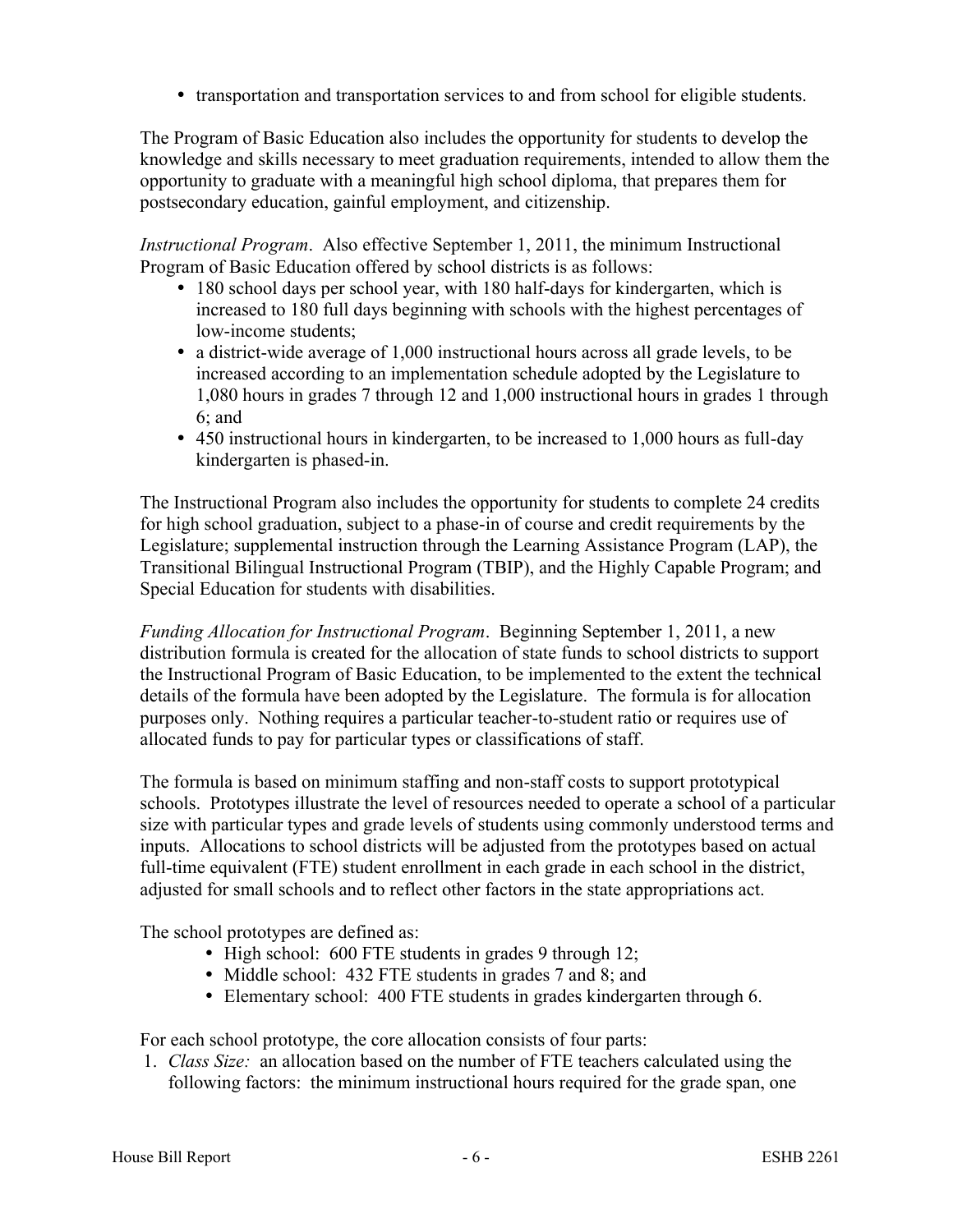- transportation and transportation services to and from school for eligible students.

The Program of Basic Education also includes the opportunity for students to develop the knowledge and skills necessary to meet graduation requirements, intended to allow them the opportunity to graduate with a meaningful high school diploma, that prepares them for postsecondary education, gainful employment, and citizenship.

*Instructional Program*. Also effective September 1, 2011, the minimum Instructional Program of Basic Education offered by school districts is as follows:

- 180 school days per school year, with 180 half-days for kindergarten, which is increased to 180 full days beginning with schools with the highest percentages of low-income students;
- a district-wide average of 1,000 instructional hours across all grade levels, to be increased according to an implementation schedule adopted by the Legislature to 1,080 hours in grades 7 through 12 and 1,000 instructional hours in grades 1 through 6; and
- 450 instructional hours in kindergarten, to be increased to 1,000 hours as full-day kindergarten is phased-in.

The Instructional Program also includes the opportunity for students to complete 24 credits for high school graduation, subject to a phase-in of course and credit requirements by the Legislature; supplemental instruction through the Learning Assistance Program (LAP), the Transitional Bilingual Instructional Program (TBIP), and the Highly Capable Program; and Special Education for students with disabilities.

*Funding Allocation for Instructional Program*. Beginning September 1, 2011, a new distribution formula is created for the allocation of state funds to school districts to support the Instructional Program of Basic Education, to be implemented to the extent the technical details of the formula have been adopted by the Legislature. The formula is for allocation purposes only. Nothing requires a particular teacher-to-student ratio or requires use of allocated funds to pay for particular types or classifications of staff.

The formula is based on minimum staffing and non-staff costs to support prototypical schools. Prototypes illustrate the level of resources needed to operate a school of a particular size with particular types and grade levels of students using commonly understood terms and inputs. Allocations to school districts will be adjusted from the prototypes based on actual full-time equivalent (FTE) student enrollment in each grade in each school in the district, adjusted for small schools and to reflect other factors in the state appropriations act.

The school prototypes are defined as:

- High school: 600 FTE students in grades 9 through 12;
- Middle school: 432 FTE students in grades 7 and 8; and
- Elementary school: 400 FTE students in grades kindergarten through 6.

For each school prototype, the core allocation consists of four parts:

1. *Class Size:* an allocation based on the number of FTE teachers calculated using the following factors: the minimum instructional hours required for the grade span, one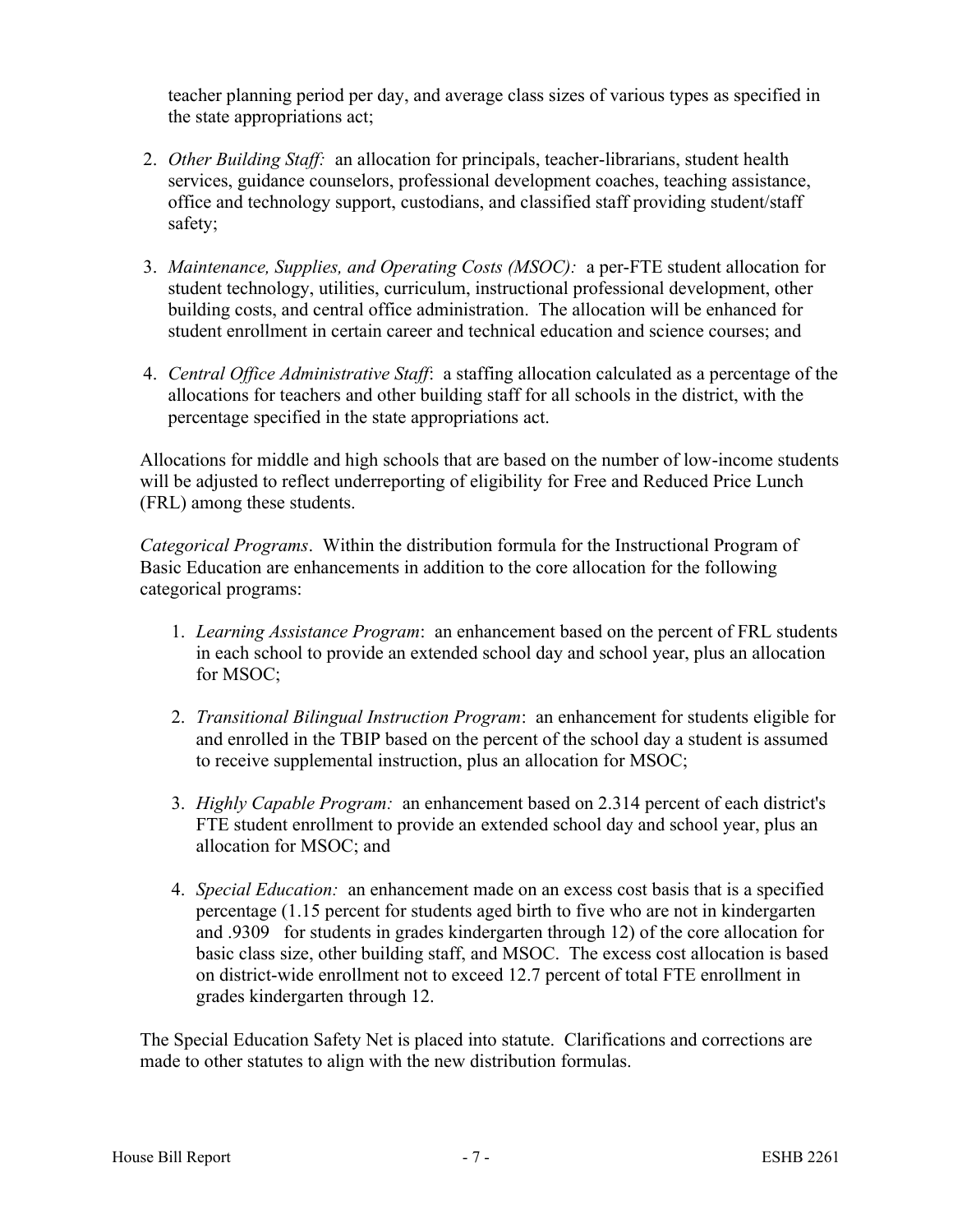teacher planning period per day, and average class sizes of various types as specified in the state appropriations act;

2. *Other Building Staff:* an allocation for principals, teacher-librarians, student health services, guidance counselors, professional development coaches, teaching assistance, office and technology support, custodians, and classified staff providing student/staff safety;

3. *Maintenance, Supplies, and Operating Costs (MSOC):* a per-FTE student allocation for student technology, utilities, curriculum, instructional professional development, other building costs, and central office administration. The allocation will be enhanced for student enrollment in certain career and technical education and science courses; and

4. *Central Office Administrative Staff*: a staffing allocation calculated as a percentage of the allocations for teachers and other building staff for all schools in the district, with the percentage specified in the state appropriations act.

Allocations for middle and high schools that are based on the number of low-income students will be adjusted to reflect underreporting of eligibility for Free and Reduced Price Lunch (FRL) among these students.

*Categorical Programs*. Within the distribution formula for the Instructional Program of Basic Education are enhancements in addition to the core allocation for the following categorical programs:

1. *Learning Assistance Program*: an enhancement based on the percent of FRL students in each school to provide an extended school day and school year, plus an allocation for MSOC;

2. *Transitional Bilingual Instruction Program*: an enhancement for students eligible for and enrolled in the TBIP based on the percent of the school day a student is assumed to receive supplemental instruction, plus an allocation for MSOC;

3. *Highly Capable Program:* an enhancement based on 2.314 percent of each district's FTE student enrollment to provide an extended school day and school year, plus an allocation for MSOC; and

4. *Special Education:* an enhancement made on an excess cost basis that is a specified percentage (1.15 percent for students aged birth to five who are not in kindergarten and .9309 for students in grades kindergarten through 12) of the core allocation for basic class size, other building staff, and MSOC. The excess cost allocation is based on district-wide enrollment not to exceed 12.7 percent of total FTE enrollment in grades kindergarten through 12.

The Special Education Safety Net is placed into statute. Clarifications and corrections are made to other statutes to align with the new distribution formulas.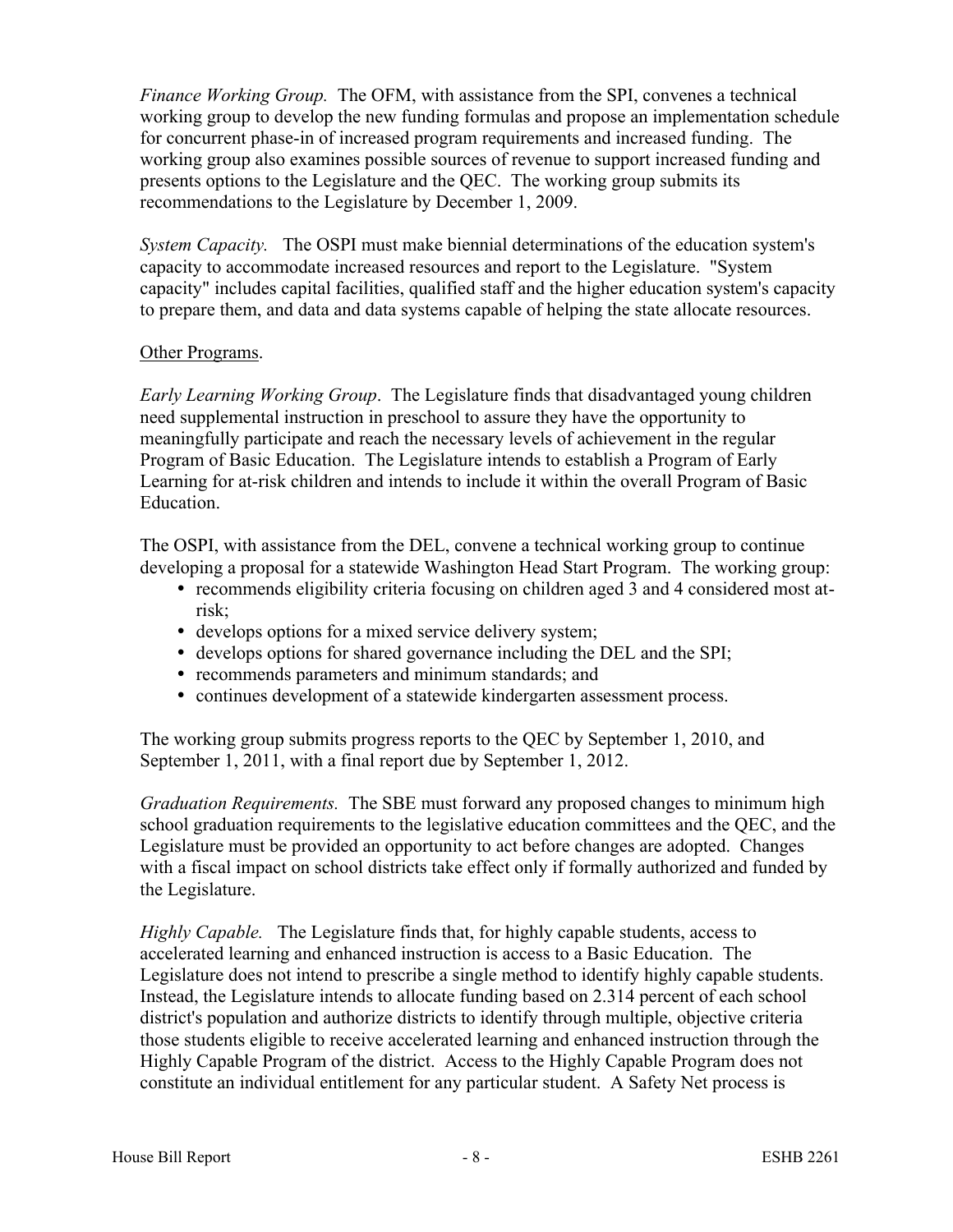*Finance Working Group.* The OFM, with assistance from the SPI, convenes a technical working group to develop the new funding formulas and propose an implementation schedule for concurrent phase-in of increased program requirements and increased funding. The working group also examines possible sources of revenue to support increased funding and presents options to the Legislature and the QEC. The working group submits its recommendations to the Legislature by December 1, 2009.

*System Capacity.* The OSPI must make biennial determinations of the education system's capacity to accommodate increased resources and report to the Legislature. "System capacity" includes capital facilities, qualified staff and the higher education system's capacity to prepare them, and data and data systems capable of helping the state allocate resources.

Other Programs.

*Early Learning Working Group*. The Legislature finds that disadvantaged young children need supplemental instruction in preschool to assure they have the opportunity to meaningfully participate and reach the necessary levels of achievement in the regular Program of Basic Education. The Legislature intends to establish a Program of Early Learning for at-risk children and intends to include it within the overall Program of Basic Education.

The OSPI, with assistance from the DEL, convene a technical working group to continue developing a proposal for a statewide Washington Head Start Program. The working group:

- recommends eligibility criteria focusing on children aged 3 and 4 considered most at-risk;
- develops options for a mixed service delivery system;
- develops options for shared governance including the DEL and the SPI;
- recommends parameters and minimum standards; and
- continues development of a statewide kindergarten assessment process.

The working group submits progress reports to the QEC by September 1, 2010, and September 1, 2011, with a final report due by September 1, 2012.

*Graduation Requirements.* The SBE must forward any proposed changes to minimum high school graduation requirements to the legislative education committees and the QEC, and the Legislature must be provided an opportunity to act before changes are adopted. Changes with a fiscal impact on school districts take effect only if formally authorized and funded by the Legislature.

*Highly Capable.* The Legislature finds that, for highly capable students, access to accelerated learning and enhanced instruction is access to a Basic Education. The Legislature does not intend to prescribe a single method to identify highly capable students. Instead, the Legislature intends to allocate funding based on 2.314 percent of each school district's population and authorize districts to identify through multiple, objective criteria those students eligible to receive accelerated learning and enhanced instruction through the Highly Capable Program of the district. Access to the Highly Capable Program does not constitute an individual entitlement for any particular student. A Safety Net process is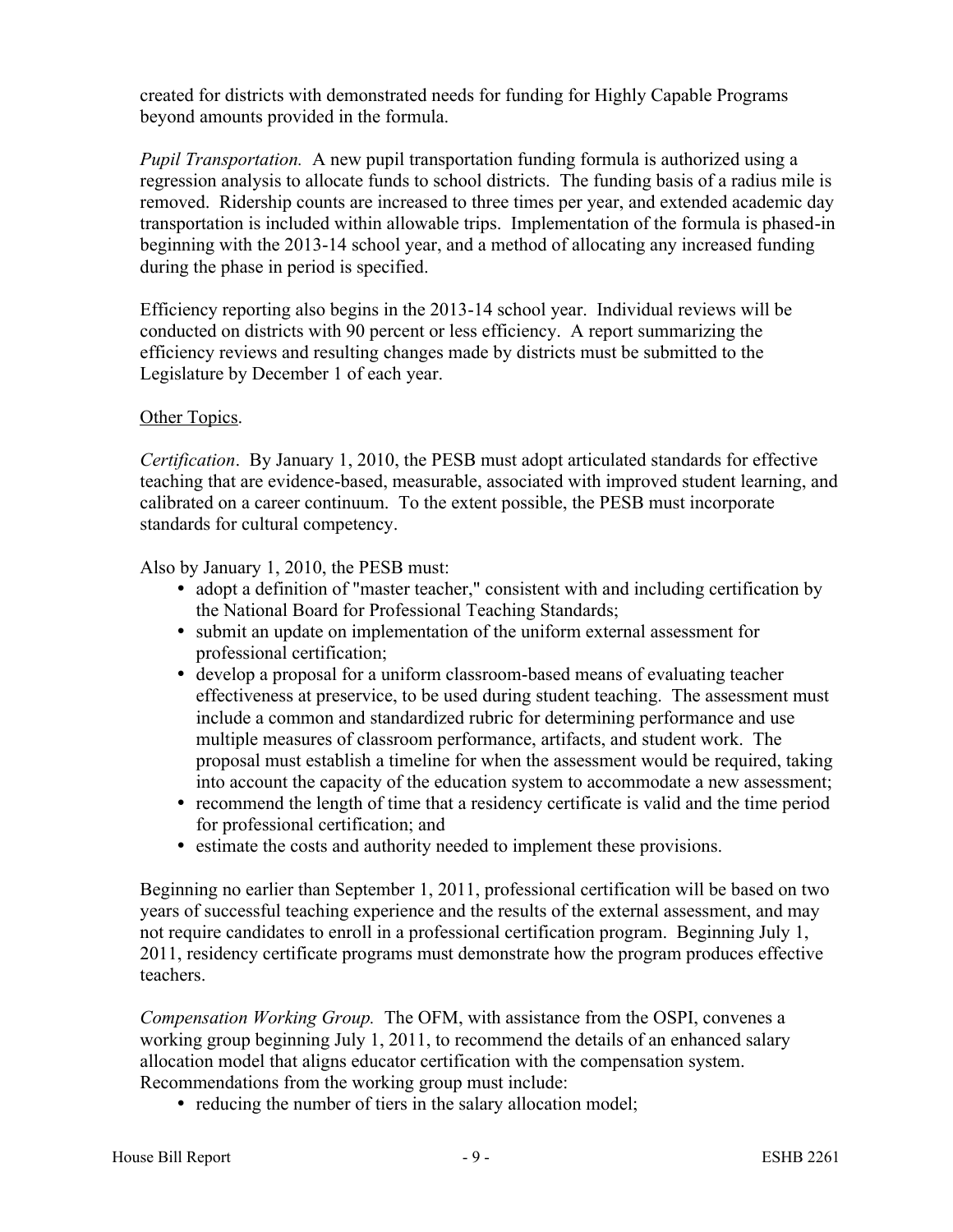created for districts with demonstrated needs for funding for Highly Capable Programs beyond amounts provided in the formula.

*Pupil Transportation.* A new pupil transportation funding formula is authorized using a regression analysis to allocate funds to school districts. The funding basis of a radius mile is removed. Ridership counts are increased to three times per year, and extended academic day transportation is included within allowable trips. Implementation of the formula is phased-in beginning with the 2013-14 school year, and a method of allocating any increased funding during the phase in period is specified.

Efficiency reporting also begins in the 2013-14 school year. Individual reviews will be conducted on districts with 90 percent or less efficiency. A report summarizing the efficiency reviews and resulting changes made by districts must be submitted to the Legislature by December 1 of each year.

<u>Other Topics</u>.

*Certification*. By January 1, 2010, the PESB must adopt articulated standards for effective teaching that are evidence-based, measurable, associated with improved student learning, and calibrated on a career continuum. To the extent possible, the PESB must incorporate standards for cultural competency.

Also by January 1, 2010, the PESB must:

- adopt a definition of "master teacher," consistent with and including certification by the National Board for Professional Teaching Standards;
- submit an update on implementation of the uniform external assessment for professional certification;
- develop a proposal for a uniform classroom-based means of evaluating teacher effectiveness at preservice, to be used during student teaching. The assessment must include a common and standardized rubric for determining performance and use multiple measures of classroom performance, artifacts, and student work. The proposal must establish a timeline for when the assessment would be required, taking into account the capacity of the education system to accommodate a new assessment;
- recommend the length of time that a residency certificate is valid and the time period for professional certification; and
- estimate the costs and authority needed to implement these provisions.

Beginning no earlier than September 1, 2011, professional certification will be based on two years of successful teaching experience and the results of the external assessment, and may not require candidates to enroll in a professional certification program. Beginning July 1, 2011, residency certificate programs must demonstrate how the program produces effective teachers.

*Compensation Working Group.* The OFM, with assistance from the OSPI, convenes a working group beginning July 1, 2011, to recommend the details of an enhanced salary allocation model that aligns educator certification with the compensation system. Recommendations from the working group must include:

- reducing the number of tiers in the salary allocation model;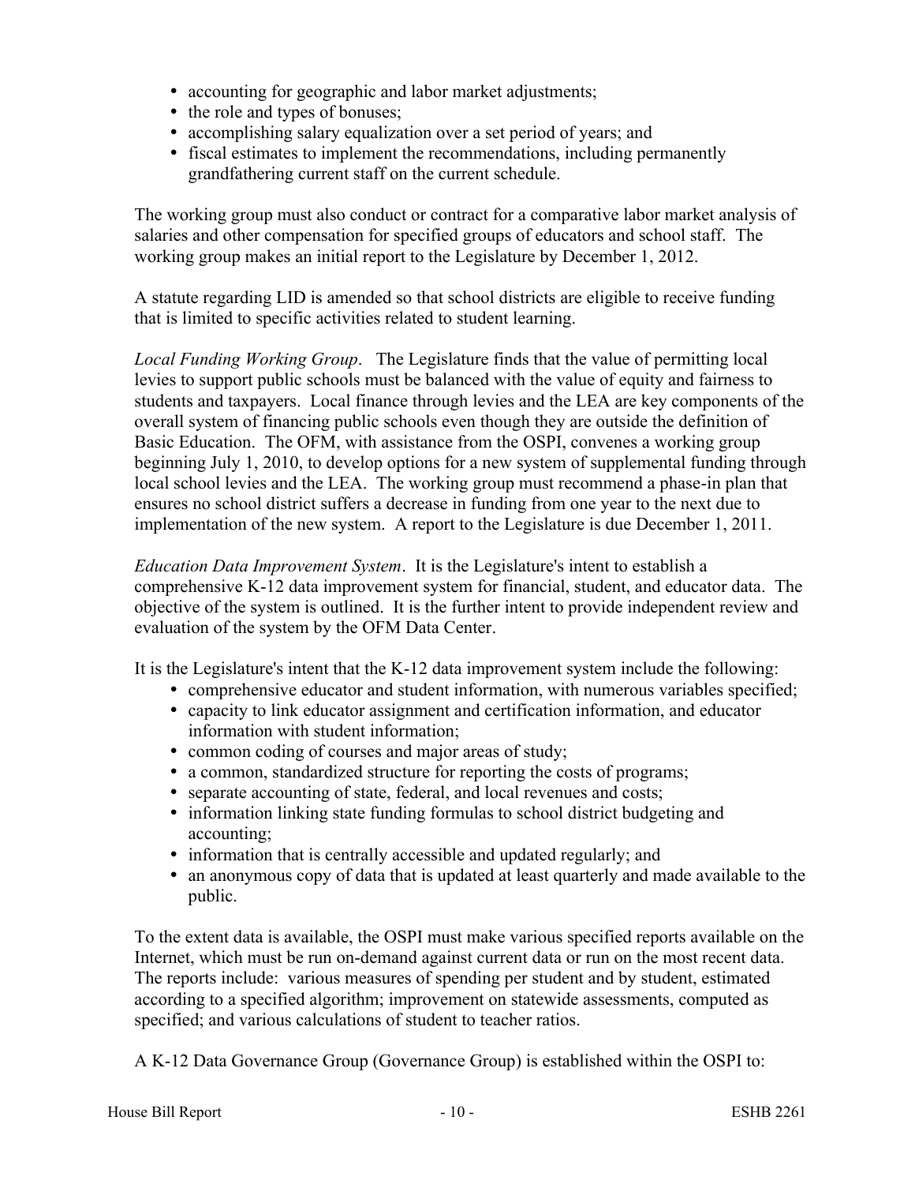- accounting for geographic and labor market adjustments;
- the role and types of bonuses;
- accomplishing salary equalization over a set period of years; and
- fiscal estimates to implement the recommendations, including permanently grandfathering current staff on the current schedule.

The working group must also conduct or contract for a comparative labor market analysis of salaries and other compensation for specified groups of educators and school staff. The working group makes an initial report to the Legislature by December 1, 2012.

A statute regarding LID is amended so that school districts are eligible to receive funding that is limited to specific activities related to student learning.

*Local Funding Working Group*. The Legislature finds that the value of permitting local levies to support public schools must be balanced with the value of equity and fairness to students and taxpayers. Local finance through levies and the LEA are key components of the overall system of financing public schools even though they are outside the definition of Basic Education. The OFM, with assistance from the OSPI, convenes a working group beginning July 1, 2010, to develop options for a new system of supplemental funding through local school levies and the LEA. The working group must recommend a phase-in plan that ensures no school district suffers a decrease in funding from one year to the next due to implementation of the new system. A report to the Legislature is due December 1, 2011.

*Education Data Improvement System*. It is the Legislature's intent to establish a comprehensive K-12 data improvement system for financial, student, and educator data. The objective of the system is outlined. It is the further intent to provide independent review and evaluation of the system by the OFM Data Center.

It is the Legislature's intent that the K-12 data improvement system include the following:

- comprehensive educator and student information, with numerous variables specified;
- capacity to link educator assignment and certification information, and educator information with student information;
- common coding of courses and major areas of study;
- a common, standardized structure for reporting the costs of programs;
- separate accounting of state, federal, and local revenues and costs;
- information linking state funding formulas to school district budgeting and accounting;
- information that is centrally accessible and updated regularly; and
- an anonymous copy of data that is updated at least quarterly and made available to the public.

To the extent data is available, the OSPI must make various specified reports available on the Internet, which must be run on-demand against current data or run on the most recent data. The reports include: various measures of spending per student and by student, estimated according to a specified algorithm; improvement on statewide assessments, computed as specified; and various calculations of student to teacher ratios.

A K-12 Data Governance Group (Governance Group) is established within the OSPI to: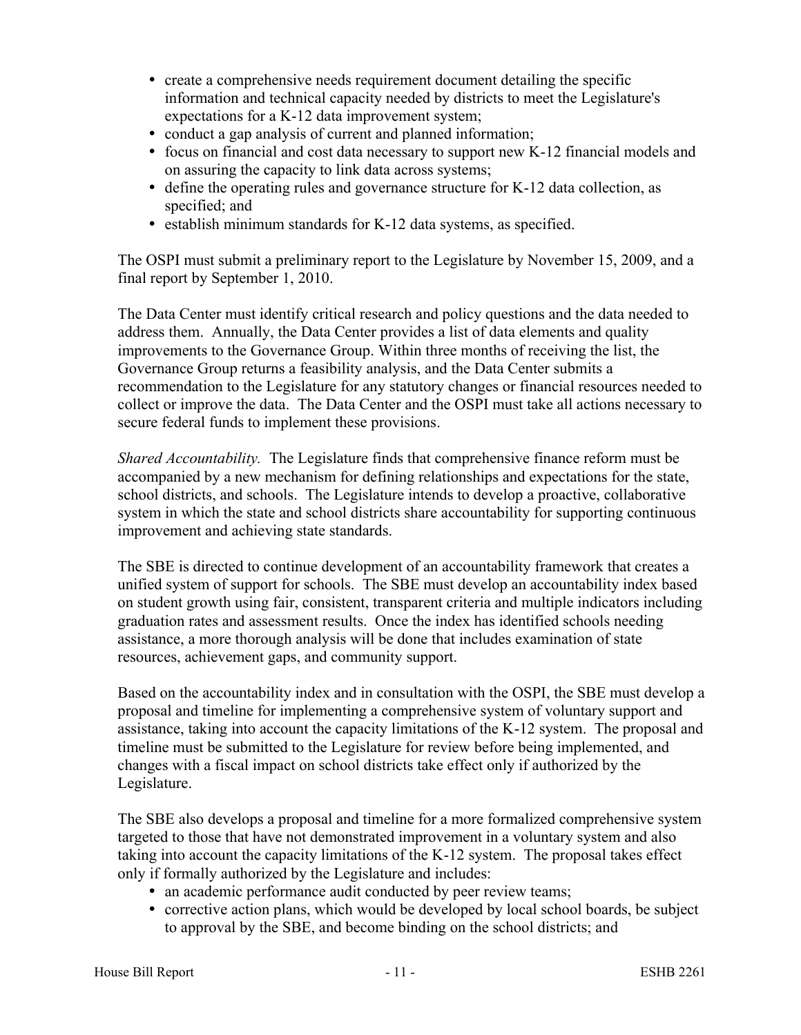- create a comprehensive needs requirement document detailing the specific information and technical capacity needed by districts to meet the Legislature's expectations for a K-12 data improvement system;
- conduct a gap analysis of current and planned information;
- focus on financial and cost data necessary to support new K-12 financial models and on assuring the capacity to link data across systems;
- define the operating rules and governance structure for K-12 data collection, as specified; and
- establish minimum standards for K-12 data systems, as specified.

The OSPI must submit a preliminary report to the Legislature by November 15, 2009, and a final report by September 1, 2010.

The Data Center must identify critical research and policy questions and the data needed to address them. Annually, the Data Center provides a list of data elements and quality improvements to the Governance Group. Within three months of receiving the list, the Governance Group returns a feasibility analysis, and the Data Center submits a recommendation to the Legislature for any statutory changes or financial resources needed to collect or improve the data. The Data Center and the OSPI must take all actions necessary to secure federal funds to implement these provisions.

*Shared Accountability.* The Legislature finds that comprehensive finance reform must be accompanied by a new mechanism for defining relationships and expectations for the state, school districts, and schools. The Legislature intends to develop a proactive, collaborative system in which the state and school districts share accountability for supporting continuous improvement and achieving state standards.

The SBE is directed to continue development of an accountability framework that creates a unified system of support for schools. The SBE must develop an accountability index based on student growth using fair, consistent, transparent criteria and multiple indicators including graduation rates and assessment results. Once the index has identified schools needing assistance, a more thorough analysis will be done that includes examination of state resources, achievement gaps, and community support.

Based on the accountability index and in consultation with the OSPI, the SBE must develop a proposal and timeline for implementing a comprehensive system of voluntary support and assistance, taking into account the capacity limitations of the K-12 system. The proposal and timeline must be submitted to the Legislature for review before being implemented, and changes with a fiscal impact on school districts take effect only if authorized by the Legislature.

The SBE also develops a proposal and timeline for a more formalized comprehensive system targeted to those that have not demonstrated improvement in a voluntary system and also taking into account the capacity limitations of the K-12 system. The proposal takes effect only if formally authorized by the Legislature and includes:

- an academic performance audit conducted by peer review teams;
- corrective action plans, which would be developed by local school boards, be subject to approval by the SBE, and become binding on the school districts; and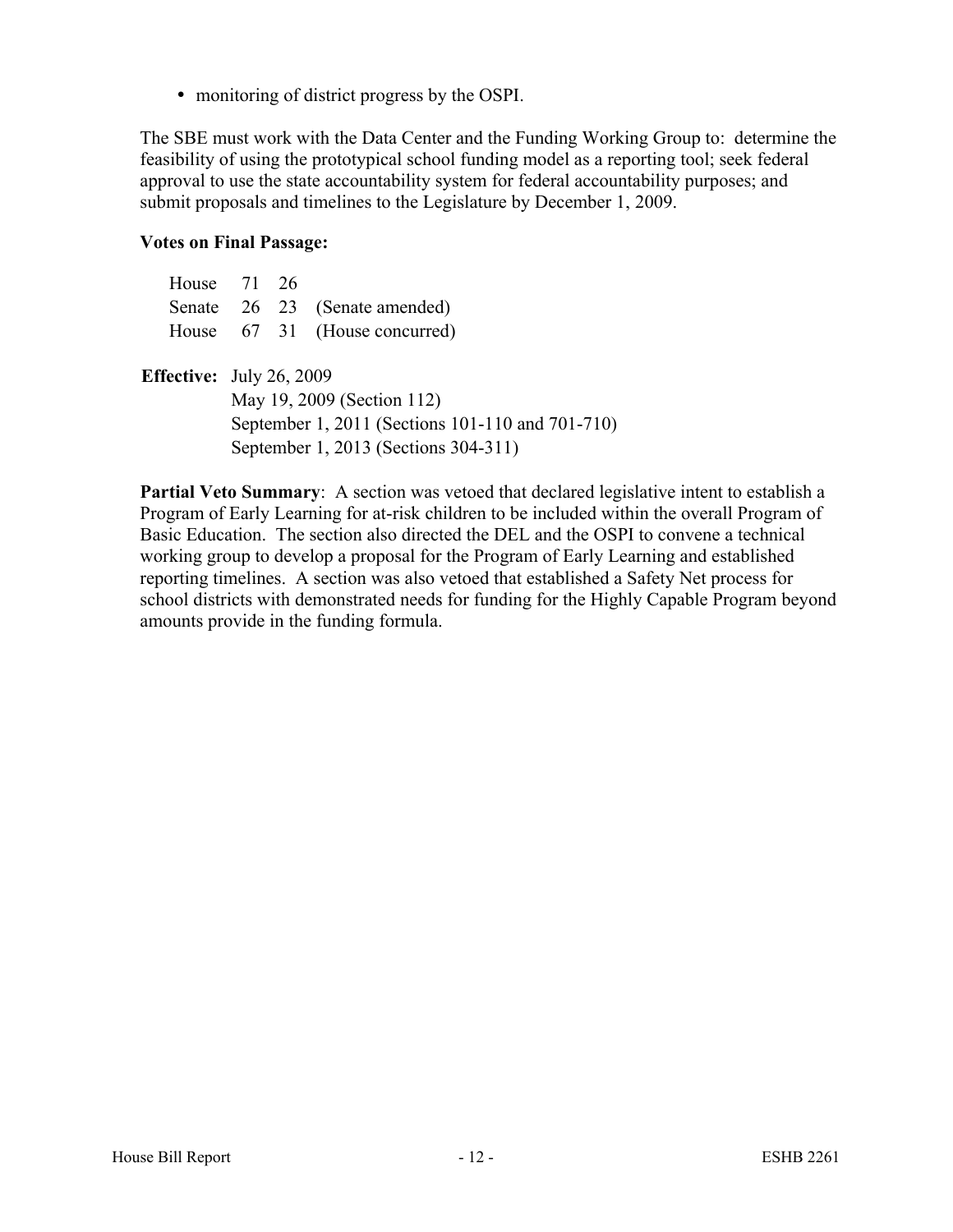- monitoring of district progress by the OSPI.

The SBE must work with the Data Center and the Funding Working Group to: determine the feasibility of using the prototypical school funding model as a reporting tool; seek federal approval to use the state accountability system for federal accountability purposes; and submit proposals and timelines to the Legislature by December 1, 2009.

**Votes on Final Passage:**

| | | | |
|---|---|---|---|
| House | 71 | 26 | |
| Senate | 26 | 23 | (Senate amended) |
| House | 67 | 31 | (House concurred) |

**Effective:** July 26, 2009
May 19, 2009 (Section 112)
September 1, 2011 (Sections 101-110 and 701-710)
September 1, 2013 (Sections 304-311)

**Partial Veto Summary**: A section was vetoed that declared legislative intent to establish a Program of Early Learning for at-risk children to be included within the overall Program of Basic Education. The section also directed the DEL and the OSPI to convene a technical working group to develop a proposal for the Program of Early Learning and established reporting timelines. A section was also vetoed that established a Safety Net process for school districts with demonstrated needs for funding for the Highly Capable Program beyond amounts provide in the funding formula.